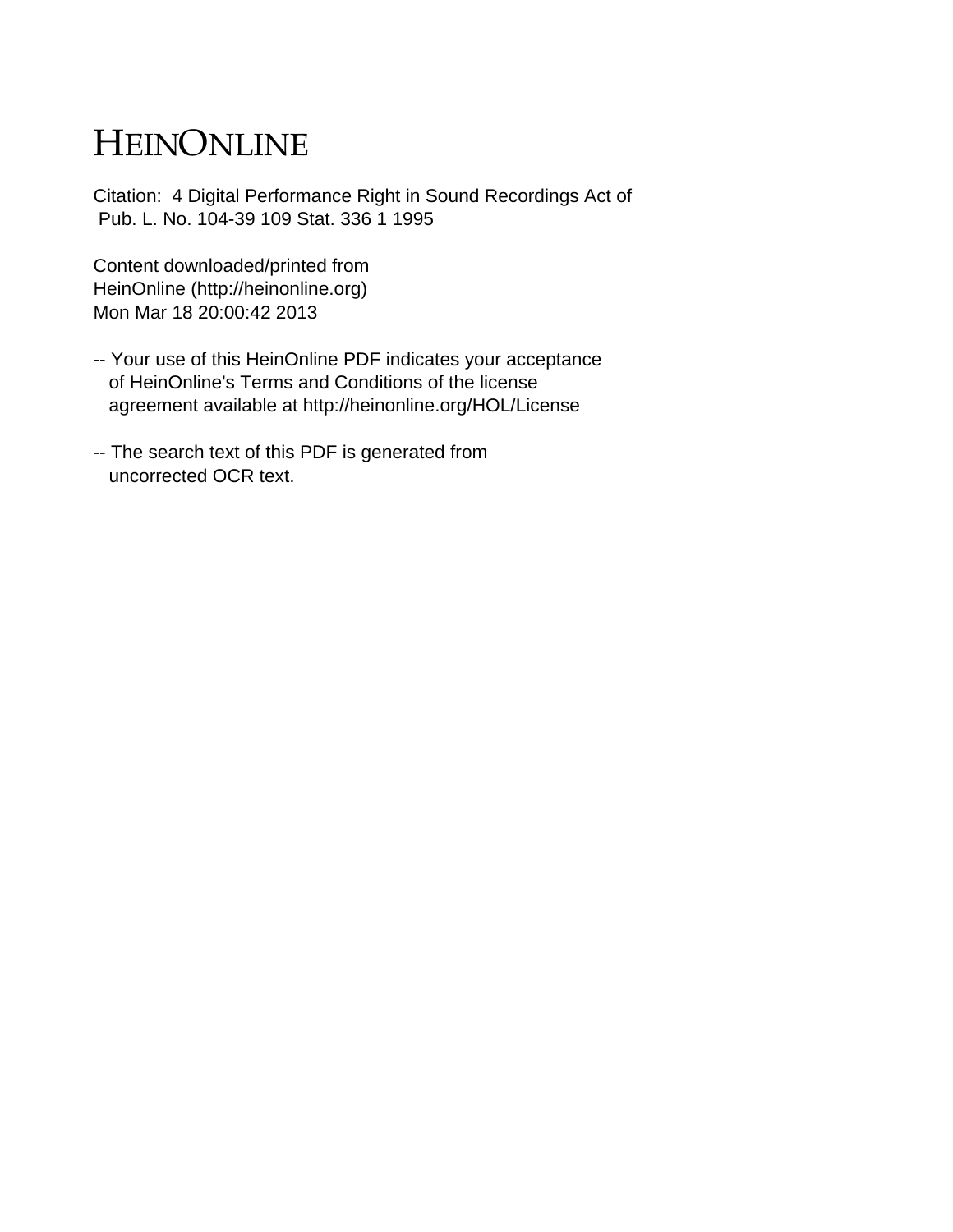# HEINONLINE

Citation: 4 Digital Performance Right in Sound Recordings Act of Pub. L. No. 104-39 109 Stat. 336 1 1995

Content downloaded/printed from
HeinOnline (http://heinonline.org)
Mon Mar 18 20:00:42 2013

-- Your use of this HeinOnline PDF indicates your acceptance of HeinOnline's Terms and Conditions of the license agreement available at http://heinonline.org/HOL/License

-- The search text of this PDF is generated from uncorrected OCR text.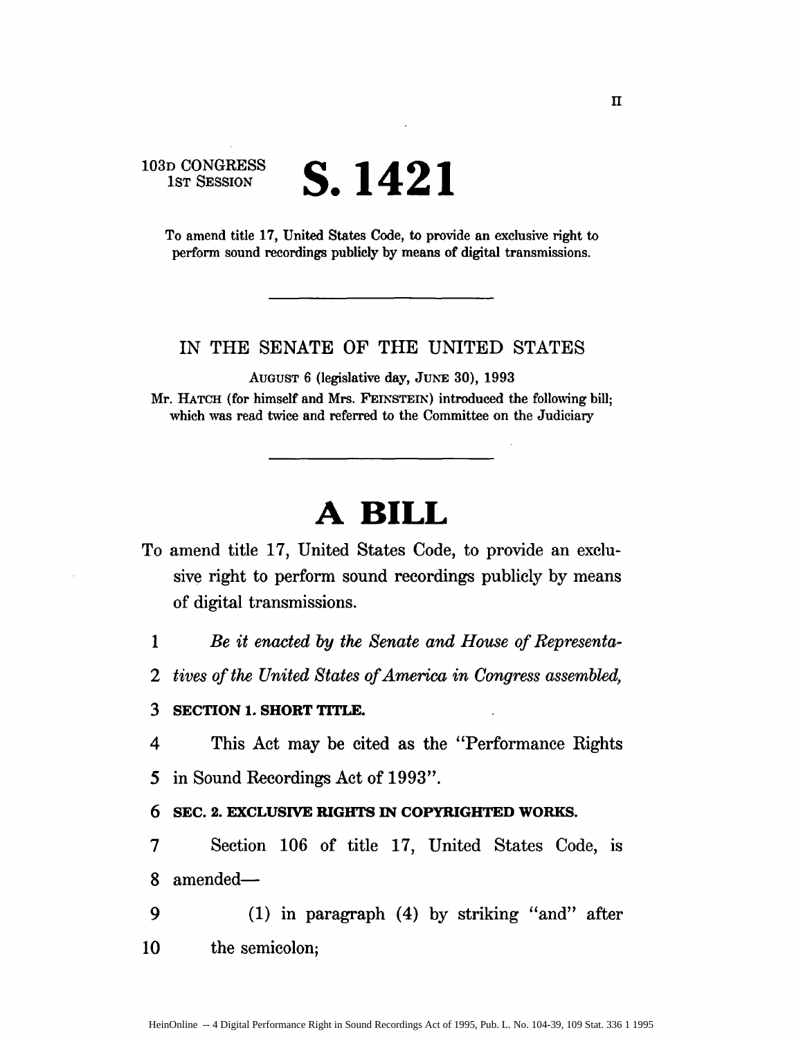103D CONGRESS
1ST SESSION

# S. 1421

To amend title 17, United States Code, to provide an exclusive right to perform sound recordings publicly by means of digital transmissions.

---

IN THE SENATE OF THE UNITED STATES

AUGUST 6 (legislative day, JUNE 30), 1993

Mr. HATCH (for himself and Mrs. FEINSTEIN) introduced the following bill; which was read twice and referred to the Committee on the Judiciary

---

# A BILL

To amend title 17, United States Code, to provide an exclusive right to perform sound recordings publicly by means of digital transmissions.

1 *Be it enacted by the Senate and House of Representa-*
2 *tives of the United States of America in Congress assembled,*

3 **SECTION 1. SHORT TITLE.**

4 This Act may be cited as the "Performance Rights
5 in Sound Recordings Act of 1993".

6 **SEC. 2. EXCLUSIVE RIGHTS IN COPYRIGHTED WORKS.**

7 Section 106 of title 17, United States Code, is
8 amended—

9 (1) in paragraph (4) by striking "and" after
10 the semicolon;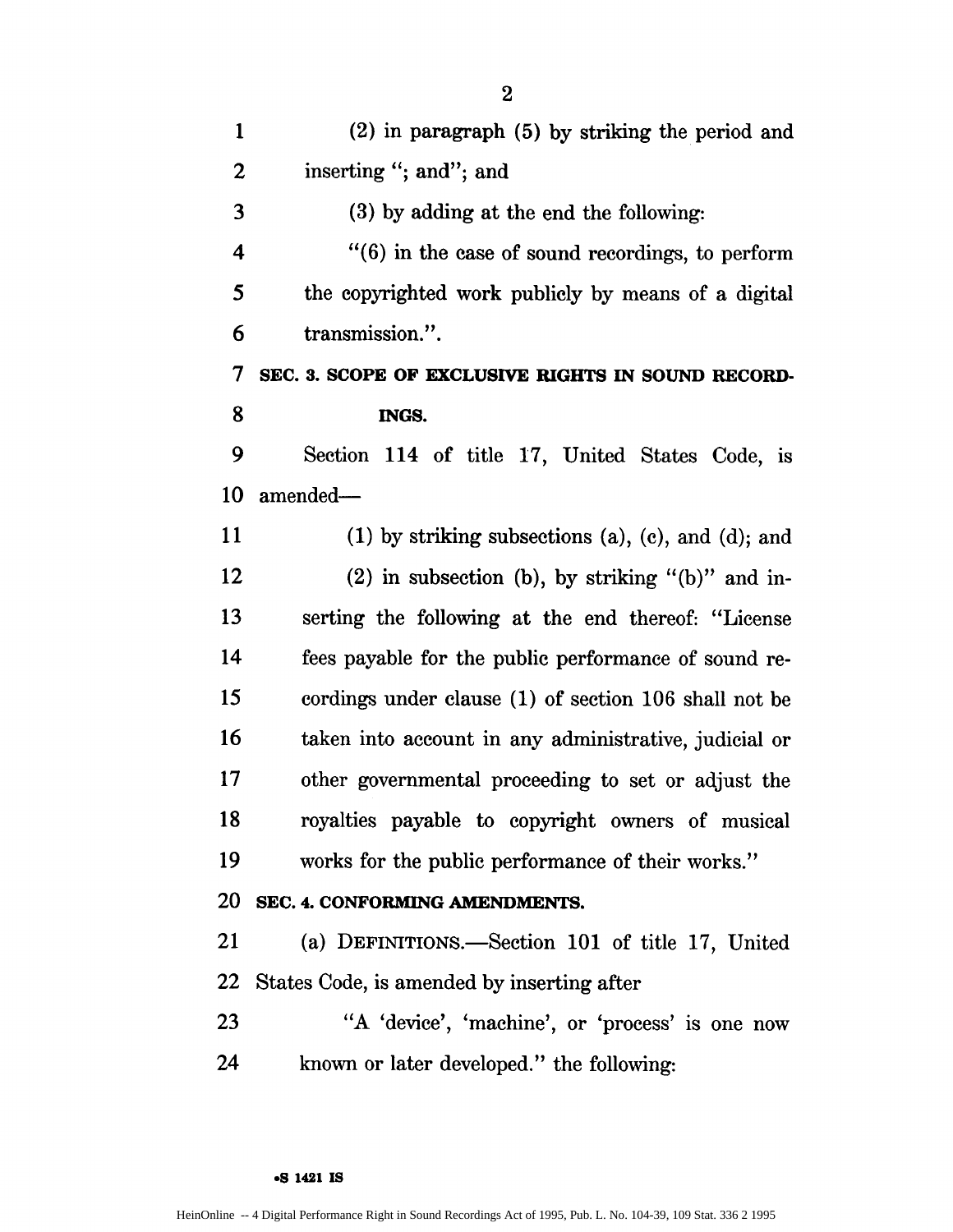(2) in paragraph (5) by striking the period and inserting "; and"; and

(3) by adding at the end the following:

"(6) in the case of sound recordings, to perform the copyrighted work publicly by means of a digital transmission.".

**SEC. 3. SCOPE OF EXCLUSIVE RIGHTS IN SOUND RECORDINGS.**

Section 114 of title 17, United States Code, is amended—

(1) by striking subsections (a), (c), and (d); and

(2) in subsection (b), by striking "(b)" and inserting the following at the end thereof: "License fees payable for the public performance of sound recordings under clause (1) of section 106 shall not be taken into account in any administrative, judicial or other governmental proceeding to set or adjust the royalties payable to copyright owners of musical works for the public performance of their works."

**SEC. 4. CONFORMING AMENDMENTS.**

(a) DEFINITIONS.—Section 101 of title 17, United States Code, is amended by inserting after

"A 'device', 'machine', or 'process' is one now known or later developed." the following: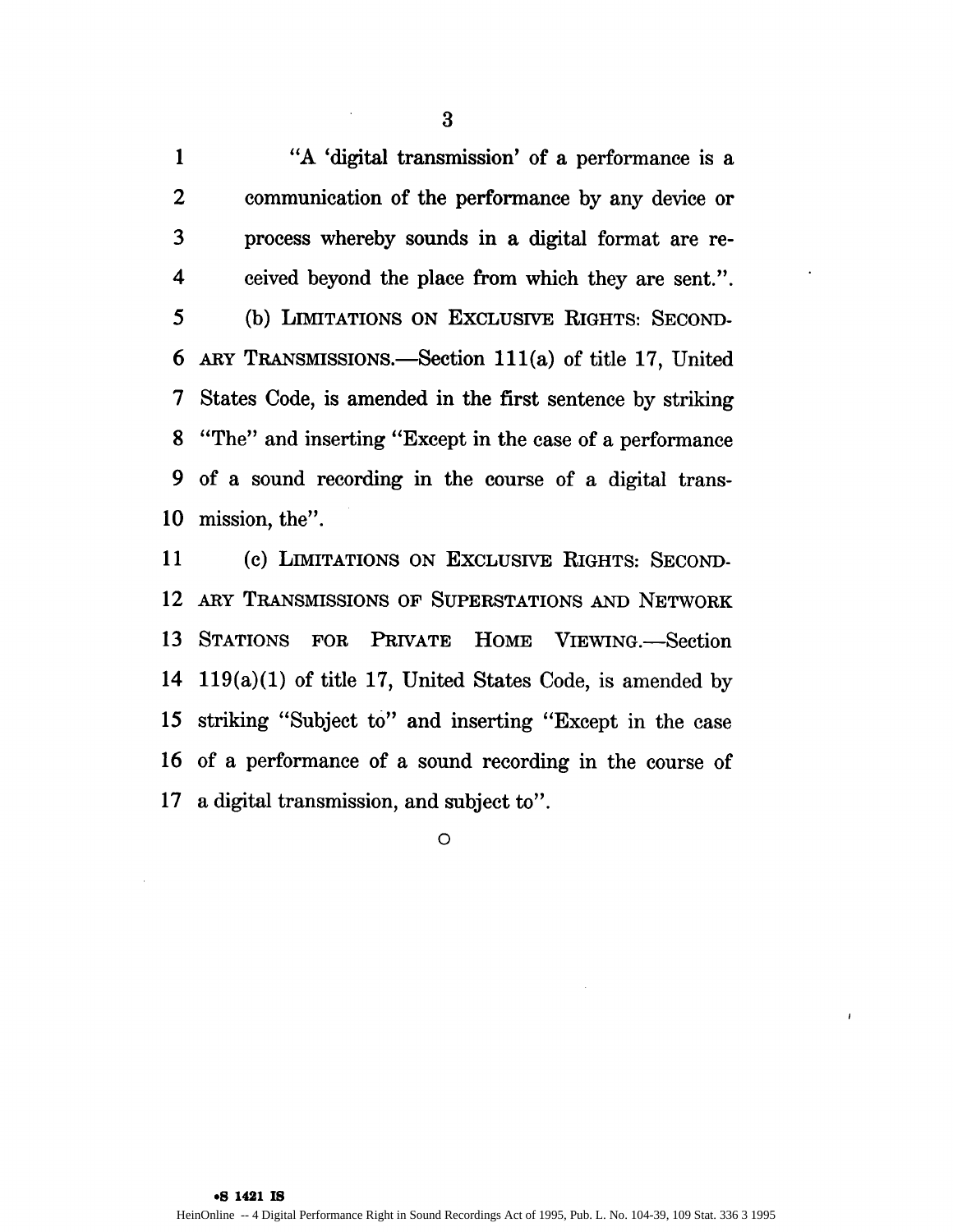"A 'digital transmission' of a performance is a communication of the performance by any device or process whereby sounds in a digital format are received beyond the place from which they are sent.".

(b) LIMITATIONS ON EXCLUSIVE RIGHTS: SECONDARY TRANSMISSIONS.—Section 111(a) of title 17, United States Code, is amended in the first sentence by striking "The" and inserting "Except in the case of a performance of a sound recording in the course of a digital transmission, the".

(c) LIMITATIONS ON EXCLUSIVE RIGHTS: SECONDARY TRANSMISSIONS OF SUPERSTATIONS AND NETWORK STATIONS FOR PRIVATE HOME VIEWING.—Section 119(a)(1) of title 17, United States Code, is amended by striking "Subject to" and inserting "Except in the case of a performance of a sound recording in the course of a digital transmission, and subject to".

○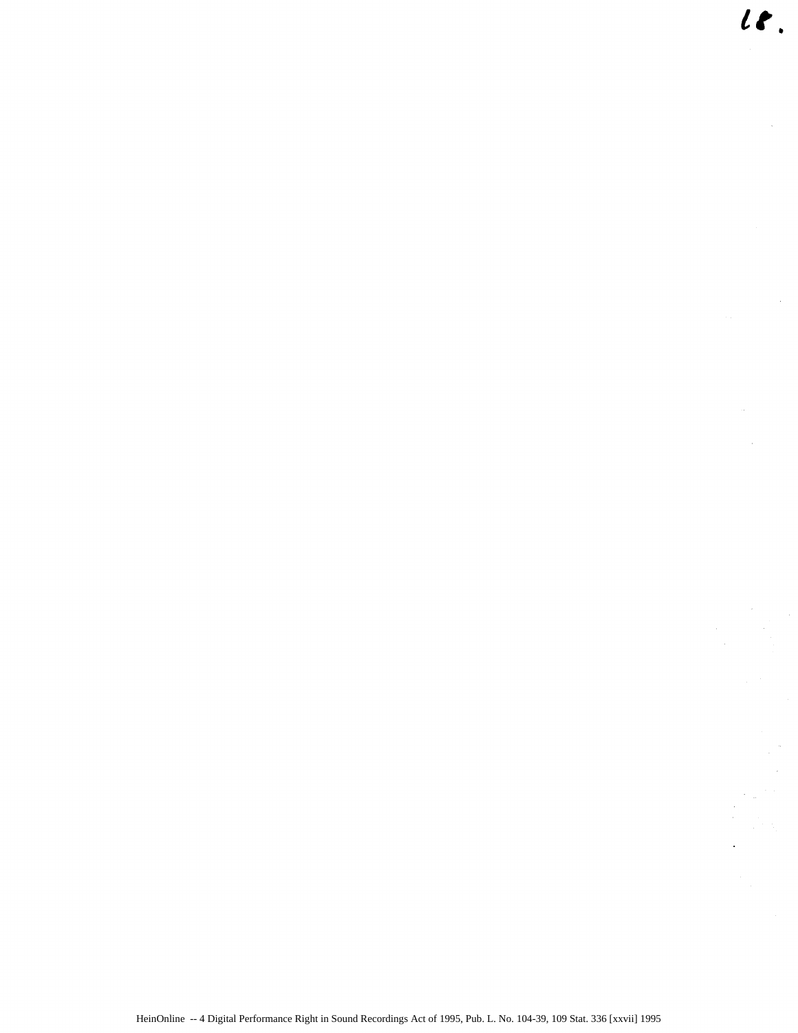18.